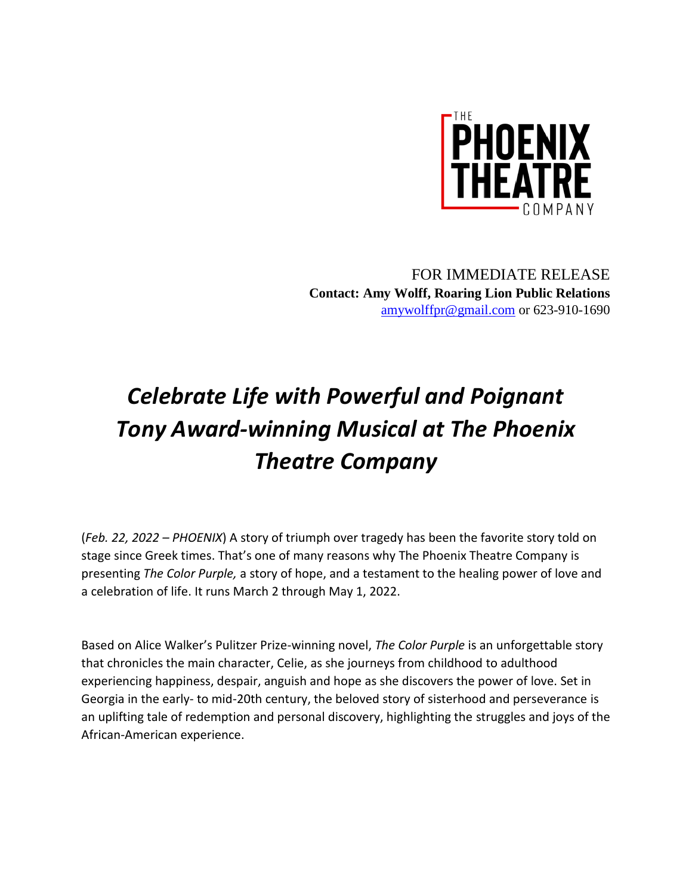THE PHOENIX THEATRE COMPANY

FOR IMMEDIATE RELEASE
**Contact: Amy Wolff, Roaring Lion Public Relations**
amywolffpr@gmail.com or 623-910-1690

# *Celebrate Life with Powerful and Poignant Tony Award-winning Musical at The Phoenix Theatre Company*

(*Feb. 22, 2022 – PHOENIX*) A story of triumph over tragedy has been the favorite story told on stage since Greek times. That's one of many reasons why The Phoenix Theatre Company is presenting *The Color Purple,* a story of hope, and a testament to the healing power of love and a celebration of life. It runs March 2 through May 1, 2022.

Based on Alice Walker's Pulitzer Prize-winning novel, *The Color Purple* is an unforgettable story that chronicles the main character, Celie, as she journeys from childhood to adulthood experiencing happiness, despair, anguish and hope as she discovers the power of love. Set in Georgia in the early- to mid-20th century, the beloved story of sisterhood and perseverance is an uplifting tale of redemption and personal discovery, highlighting the struggles and joys of the African-American experience.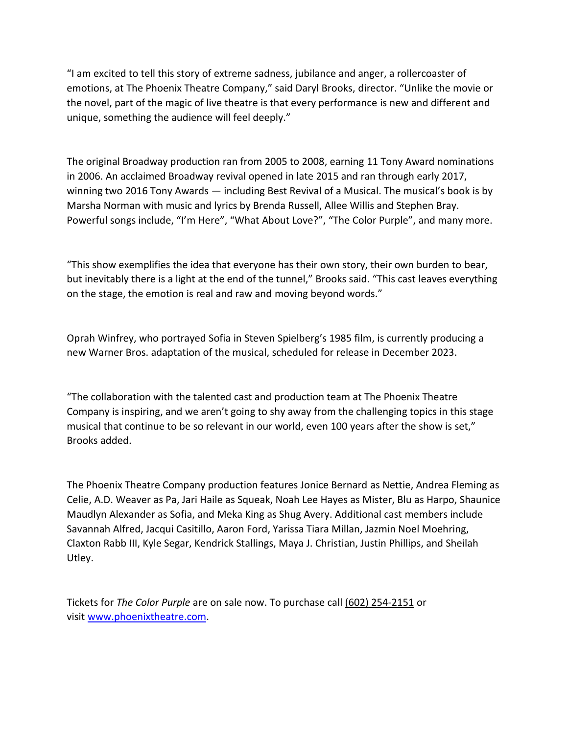"I am excited to tell this story of extreme sadness, jubilance and anger, a rollercoaster of emotions, at The Phoenix Theatre Company," said Daryl Brooks, director. "Unlike the movie or the novel, part of the magic of live theatre is that every performance is new and different and unique, something the audience will feel deeply."

The original Broadway production ran from 2005 to 2008, earning 11 Tony Award nominations in 2006. An acclaimed Broadway revival opened in late 2015 and ran through early 2017, winning two 2016 Tony Awards — including Best Revival of a Musical. The musical's book is by Marsha Norman with music and lyrics by Brenda Russell, Allee Willis and Stephen Bray. Powerful songs include, "I'm Here", "What About Love?", "The Color Purple", and many more.

"This show exemplifies the idea that everyone has their own story, their own burden to bear, but inevitably there is a light at the end of the tunnel," Brooks said. "This cast leaves everything on the stage, the emotion is real and raw and moving beyond words."

Oprah Winfrey, who portrayed Sofia in Steven Spielberg's 1985 film, is currently producing a new Warner Bros. adaptation of the musical, scheduled for release in December 2023.

"The collaboration with the talented cast and production team at The Phoenix Theatre Company is inspiring, and we aren't going to shy away from the challenging topics in this stage musical that continue to be so relevant in our world, even 100 years after the show is set," Brooks added.

The Phoenix Theatre Company production features Jonice Bernard as Nettie, Andrea Fleming as Celie, A.D. Weaver as Pa, Jari Haile as Squeak, Noah Lee Hayes as Mister, Blu as Harpo, Shaunice Maudlyn Alexander as Sofia, and Meka King as Shug Avery. Additional cast members include Savannah Alfred, Jacqui Casitillo, Aaron Ford, Yarissa Tiara Millan, Jazmin Noel Moehring, Claxton Rabb III, Kyle Segar, Kendrick Stallings, Maya J. Christian, Justin Phillips, and Sheilah Utley.

Tickets for *The Color Purple* are on sale now. To purchase call (602) 254-2151 or visit www.phoenixtheatre.com.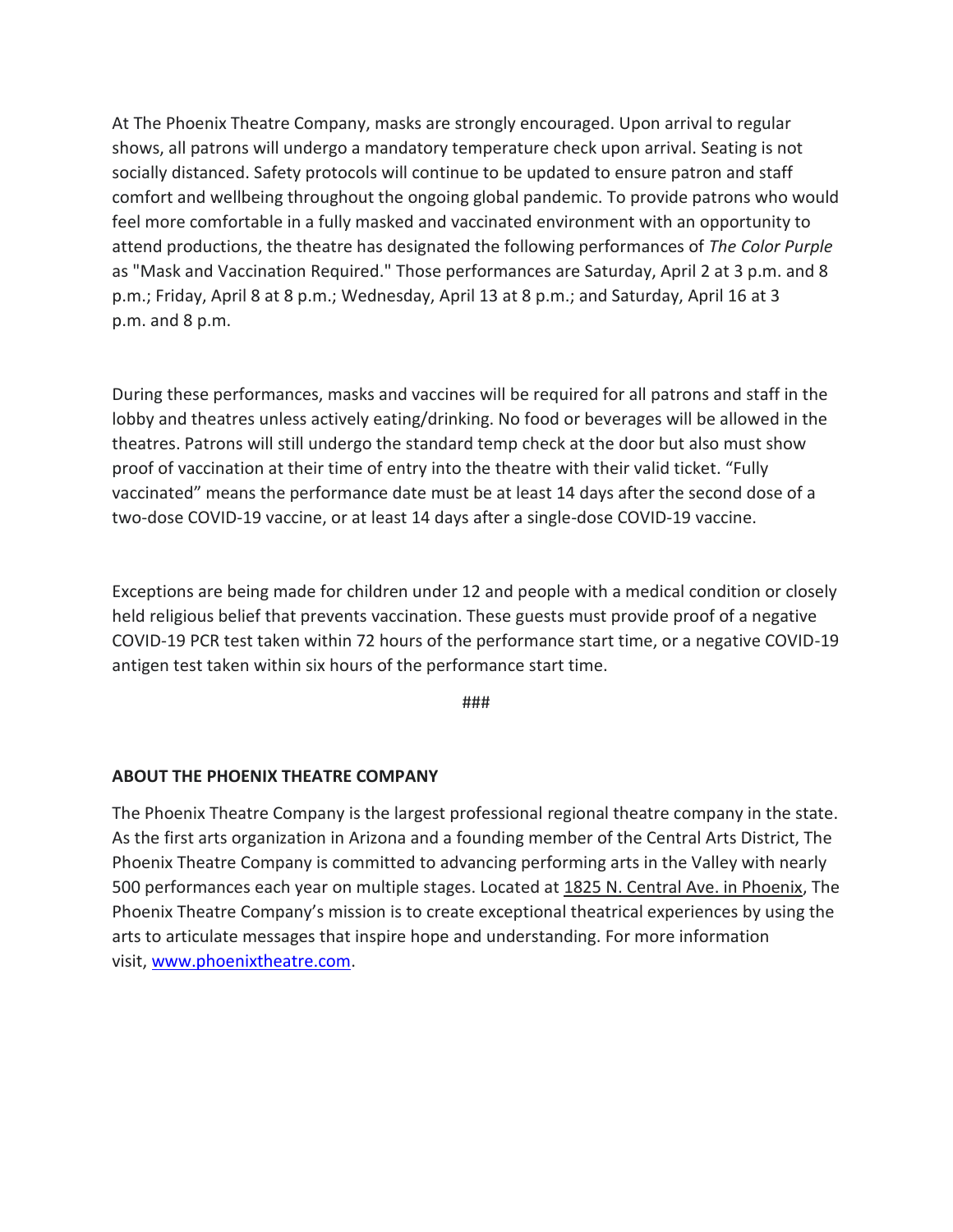At The Phoenix Theatre Company, masks are strongly encouraged. Upon arrival to regular shows, all patrons will undergo a mandatory temperature check upon arrival. Seating is not socially distanced. Safety protocols will continue to be updated to ensure patron and staff comfort and wellbeing throughout the ongoing global pandemic. To provide patrons who would feel more comfortable in a fully masked and vaccinated environment with an opportunity to attend productions, the theatre has designated the following performances of *The Color Purple* as "Mask and Vaccination Required." Those performances are Saturday, April 2 at 3 p.m. and 8 p.m.; Friday, April 8 at 8 p.m.; Wednesday, April 13 at 8 p.m.; and Saturday, April 16 at 3 p.m. and 8 p.m.

During these performances, masks and vaccines will be required for all patrons and staff in the lobby and theatres unless actively eating/drinking. No food or beverages will be allowed in the theatres. Patrons will still undergo the standard temp check at the door but also must show proof of vaccination at their time of entry into the theatre with their valid ticket. "Fully vaccinated" means the performance date must be at least 14 days after the second dose of a two-dose COVID-19 vaccine, or at least 14 days after a single-dose COVID-19 vaccine.

Exceptions are being made for children under 12 and people with a medical condition or closely held religious belief that prevents vaccination. These guests must provide proof of a negative COVID-19 PCR test taken within 72 hours of the performance start time, or a negative COVID-19 antigen test taken within six hours of the performance start time.

###

**ABOUT THE PHOENIX THEATRE COMPANY**

The Phoenix Theatre Company is the largest professional regional theatre company in the state. As the first arts organization in Arizona and a founding member of the Central Arts District, The Phoenix Theatre Company is committed to advancing performing arts in the Valley with nearly 500 performances each year on multiple stages. Located at 1825 N. Central Ave. in Phoenix, The Phoenix Theatre Company's mission is to create exceptional theatrical experiences by using the arts to articulate messages that inspire hope and understanding. For more information visit, [www.phoenixtheatre.com](http://www.phoenixtheatre.com).